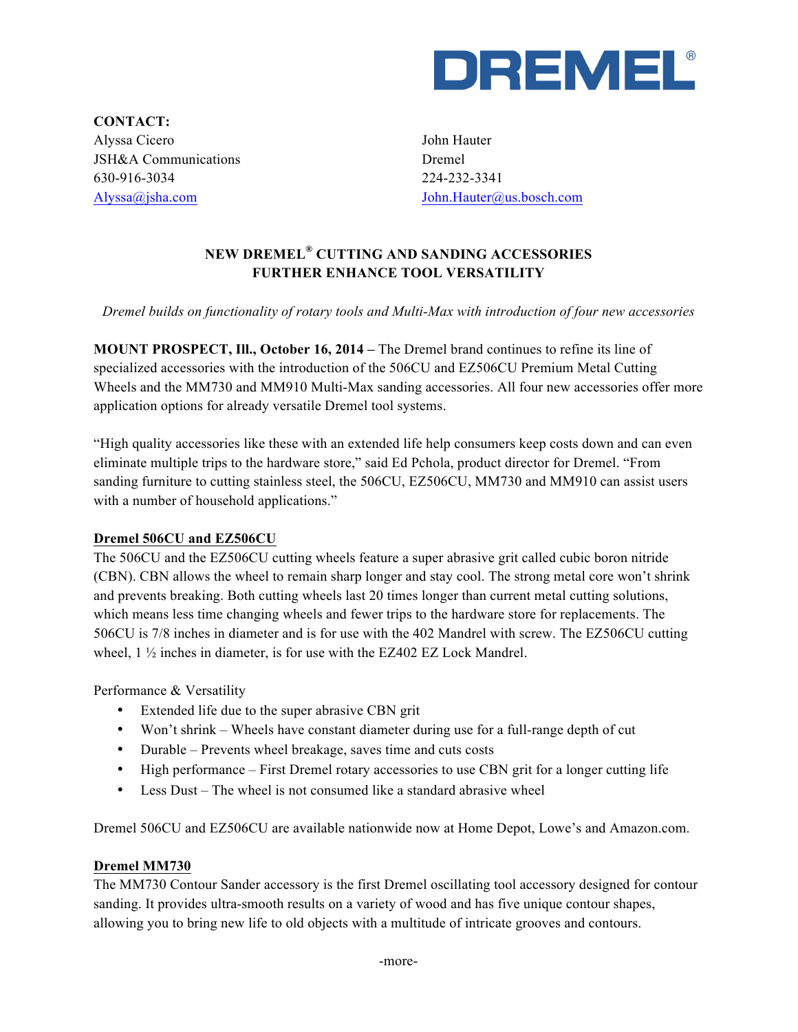DREMEL®

**CONTACT:**

Alyssa Cicero
JSH&A Communications
630-916-3034
Alyssa@jsha.com

John Hauter
Dremel
224-232-3341
John.Hauter@us.bosch.com

**NEW DREMEL® CUTTING AND SANDING ACCESSORIES FURTHER ENHANCE TOOL VERSATILITY**

*Dremel builds on functionality of rotary tools and Multi-Max with introduction of four new accessories*

**MOUNT PROSPECT, Ill., October 16, 2014 –** The Dremel brand continues to refine its line of specialized accessories with the introduction of the 506CU and EZ506CU Premium Metal Cutting Wheels and the MM730 and MM910 Multi-Max sanding accessories. All four new accessories offer more application options for already versatile Dremel tool systems.

"High quality accessories like these with an extended life help consumers keep costs down and can even eliminate multiple trips to the hardware store," said Ed Pchola, product director for Dremel. "From sanding furniture to cutting stainless steel, the 506CU, EZ506CU, MM730 and MM910 can assist users with a number of household applications."

**Dremel 506CU and EZ506CU**

The 506CU and the EZ506CU cutting wheels feature a super abrasive grit called cubic boron nitride (CBN). CBN allows the wheel to remain sharp longer and stay cool. The strong metal core won't shrink and prevents breaking. Both cutting wheels last 20 times longer than current metal cutting solutions, which means less time changing wheels and fewer trips to the hardware store for replacements. The 506CU is 7/8 inches in diameter and is for use with the 402 Mandrel with screw. The EZ506CU cutting wheel, 1 ½ inches in diameter, is for use with the EZ402 EZ Lock Mandrel.

Performance & Versatility

- Extended life due to the super abrasive CBN grit
- Won't shrink – Wheels have constant diameter during use for a full-range depth of cut
- Durable – Prevents wheel breakage, saves time and cuts costs
- High performance – First Dremel rotary accessories to use CBN grit for a longer cutting life
- Less Dust – The wheel is not consumed like a standard abrasive wheel

Dremel 506CU and EZ506CU are available nationwide now at Home Depot, Lowe's and Amazon.com.

**Dremel MM730**

The MM730 Contour Sander accessory is the first Dremel oscillating tool accessory designed for contour sanding. It provides ultra-smooth results on a variety of wood and has five unique contour shapes, allowing you to bring new life to old objects with a multitude of intricate grooves and contours.

-more-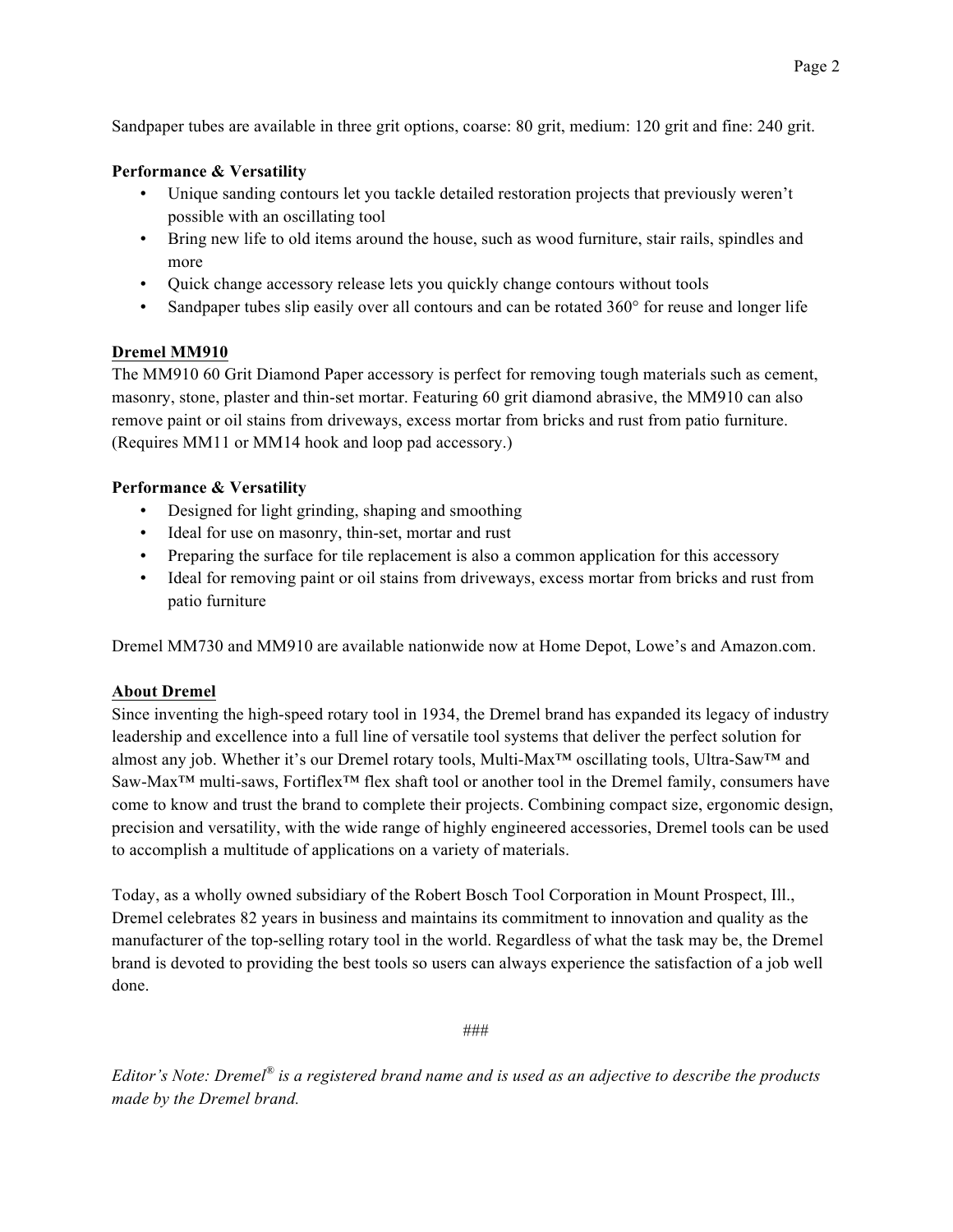Sandpaper tubes are available in three grit options, coarse: 80 grit, medium: 120 grit and fine: 240 grit.

**Performance & Versatility**

- Unique sanding contours let you tackle detailed restoration projects that previously weren't possible with an oscillating tool
- Bring new life to old items around the house, such as wood furniture, stair rails, spindles and more
- Quick change accessory release lets you quickly change contours without tools
- Sandpaper tubes slip easily over all contours and can be rotated 360° for reuse and longer life

**Dremel MM910**

The MM910 60 Grit Diamond Paper accessory is perfect for removing tough materials such as cement, masonry, stone, plaster and thin-set mortar. Featuring 60 grit diamond abrasive, the MM910 can also remove paint or oil stains from driveways, excess mortar from bricks and rust from patio furniture. (Requires MM11 or MM14 hook and loop pad accessory.)

**Performance & Versatility**

- Designed for light grinding, shaping and smoothing
- Ideal for use on masonry, thin-set, mortar and rust
- Preparing the surface for tile replacement is also a common application for this accessory
- Ideal for removing paint or oil stains from driveways, excess mortar from bricks and rust from patio furniture

Dremel MM730 and MM910 are available nationwide now at Home Depot, Lowe's and Amazon.com.

**About Dremel**

Since inventing the high-speed rotary tool in 1934, the Dremel brand has expanded its legacy of industry leadership and excellence into a full line of versatile tool systems that deliver the perfect solution for almost any job. Whether it's our Dremel rotary tools, Multi-Max™ oscillating tools, Ultra-Saw™ and Saw-Max™ multi-saws, Fortiflex™ flex shaft tool or another tool in the Dremel family, consumers have come to know and trust the brand to complete their projects. Combining compact size, ergonomic design, precision and versatility, with the wide range of highly engineered accessories, Dremel tools can be used to accomplish a multitude of applications on a variety of materials.

Today, as a wholly owned subsidiary of the Robert Bosch Tool Corporation in Mount Prospect, Ill., Dremel celebrates 82 years in business and maintains its commitment to innovation and quality as the manufacturer of the top-selling rotary tool in the world. Regardless of what the task may be, the Dremel brand is devoted to providing the best tools so users can always experience the satisfaction of a job well done.

###

*Editor's Note: Dremel® is a registered brand name and is used as an adjective to describe the products made by the Dremel brand.*